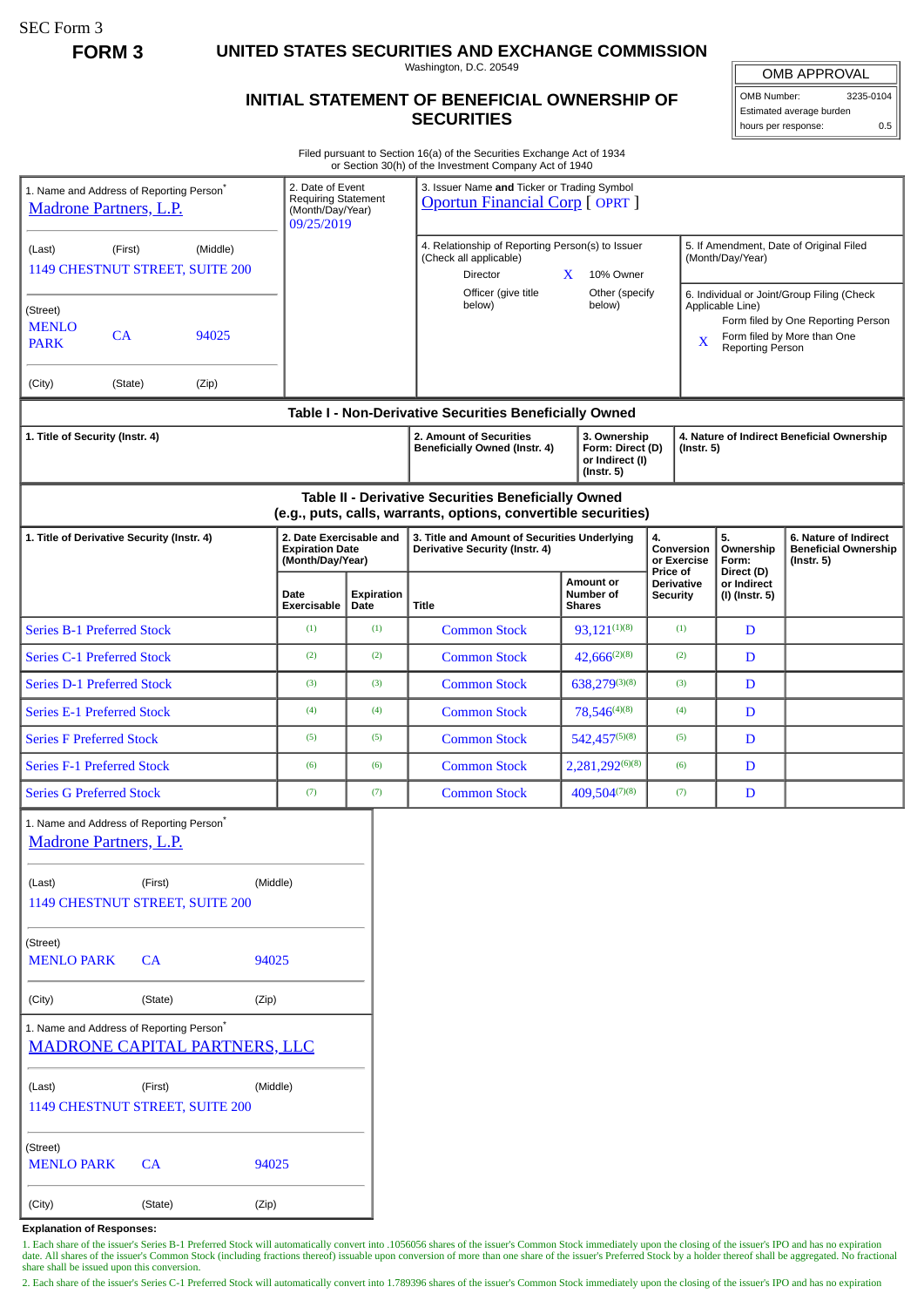SEC Form 3

**FORM 3**

# UNITED STATES SECURITIES AND EXCHANGE COMMISSION

Washington, D.C. 20549

## INITIAL STATEMENT OF BENEFICIAL OWNERSHIP OF SECURITIES

| OMB APPROVAL | |
|---|---|
| OMB Number: | 3235-0104 |
| Estimated average burden | |
| hours per response: | 0.5 |

Filed pursuant to Section 16(a) of the Securities Exchange Act of 1934
or Section 30(h) of the Investment Company Act of 1940

1. Name and Address of Reporting Person*
Madrone Partners, L.P.

(Last) (First) (Middle)
1149 CHESTNUT STREET, SUITE 200

(Street)
MENLO PARK CA 94025

(City) (State) (Zip)

2. Date of Event Requiring Statement (Month/Day/Year)
09/25/2019

3. Issuer Name **and** Ticker or Trading Symbol
Oportun Financial Corp [ OPRT ]

4. Relationship of Reporting Person(s) to Issuer (Check all applicable)
Director
X 10% Owner
Officer (give title below)
Other (specify below)

5. If Amendment, Date of Original Filed (Month/Day/Year)

6. Individual or Joint/Group Filing (Check Applicable Line)
Form filed by One Reporting Person
X Form filed by More than One Reporting Person

### Table I - Non-Derivative Securities Beneficially Owned

| 1. Title of Security (Instr. 4) | 2. Amount of Securities Beneficially Owned (Instr. 4) | 3. Ownership Form: Direct (D) or Indirect (I) (Instr. 5) | 4. Nature of Indirect Beneficial Ownership (Instr. 5) |
|---|---|---|---|

### Table II - Derivative Securities Beneficially Owned (e.g., puts, calls, warrants, options, convertible securities)

| 1. Title of Derivative Security (Instr. 4) | 2. Date Exercisable and Expiration Date (Month/Day/Year) | | 3. Title and Amount of Securities Underlying Derivative Security (Instr. 4) | | 4. Conversion or Exercise Price of Derivative Security | 5. Ownership Form: Direct (D) or Indirect (I) (Instr. 5) | 6. Nature of Indirect Beneficial Ownership (Instr. 5) |
|---|---|---|---|---|---|---|---|
| | Date Exercisable | Expiration Date | Title | Amount or Number of Shares | | | |
| Series B-1 Preferred Stock | (1) | (1) | Common Stock | 93,121(1)(8) | (1) | D | |
| Series C-1 Preferred Stock | (2) | (2) | Common Stock | 42,666(2)(8) | (2) | D | |
| Series D-1 Preferred Stock | (3) | (3) | Common Stock | 638,279(3)(8) | (3) | D | |
| Series E-1 Preferred Stock | (4) | (4) | Common Stock | 78,546(4)(8) | (4) | D | |
| Series F Preferred Stock | (5) | (5) | Common Stock | 542,457(5)(8) | (5) | D | |
| Series F-1 Preferred Stock | (6) | (6) | Common Stock | 2,281,292(6)(8) | (6) | D | |
| Series G Preferred Stock | (7) | (7) | Common Stock | 409,504(7)(8) | (7) | D | |

1. Name and Address of Reporting Person*
Madrone Partners, L.P.

(Last) (First) (Middle)
1149 CHESTNUT STREET, SUITE 200

(Street)
MENLO PARK CA 94025

(City) (State) (Zip)

1. Name and Address of Reporting Person*
MADRONE CAPITAL PARTNERS, LLC

(Last) (First) (Middle)
1149 CHESTNUT STREET, SUITE 200

(Street)
MENLO PARK CA 94025

(City) (State) (Zip)

**Explanation of Responses:**

1. Each share of the issuer's Series B-1 Preferred Stock will automatically convert into .1056056 shares of the issuer's Common Stock immediately upon the closing of the issuer's IPO and has no expiration date. All shares of the issuer's Common Stock (including fractions thereof) issuable upon conversion of more than one share of the issuer's Preferred Stock by a holder thereof shall be aggregated. No fractional share shall be issued upon this conversion.

2. Each share of the issuer's Series C-1 Preferred Stock will automatically convert into 1.789396 shares of the issuer's Common Stock immediately upon the closing of the issuer's IPO and has no expiration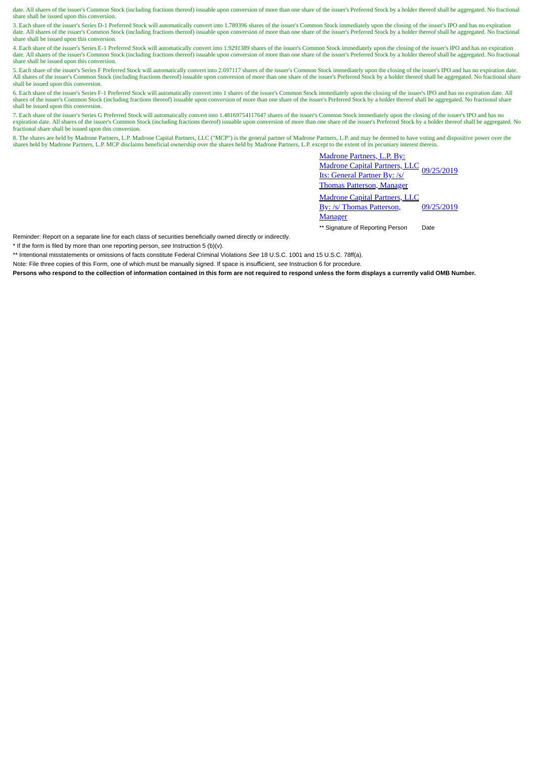date. All shares of the issuer's Common Stock (including fractions thereof) issuable upon conversion of more than one share of the issuer's Preferred Stock by a holder thereof shall be aggregated. No fractional share shall be issued upon this conversion.

3. Each share of the issuer's Series D-1 Preferred Stock will automatically convert into 1.789396 shares of the issuer's Common Stock immediately upon the closing of the issuer's IPO and has no expiration date. All shares of the issuer's Common Stock (including fractions thereof) issuable upon conversion of more than one share of the issuer's Preferred Stock by a holder thereof shall be aggregated. No fractional share shall be issued upon this conversion.

4. Each share of the issuer's Series E-1 Preferred Stock will automatically convert into 1.9291389 shares of the issuer's Common Stock immediately upon the closing of the issuer's IPO and has no expiration date. All shares of the issuer's Common Stock (including fractions thereof) issuable upon conversion of more than one share of the issuer's Preferred Stock by a holder thereof shall be aggregated. No fractional share shall be issued upon this conversion.

5. Each share of the issuer's Series F Preferred Stock will automatically convert into 2.697117 shares of the issuer's Common Stock immediately upon the closing of the issuer's IPO and has no expiration date. All shares of the issuer's Common Stock (including fractions thereof) issuable upon conversion of more than one share of the issuer's Preferred Stock by a holder thereof shall be aggregated. No fractional share shall be issued upon this conversion.

6. Each share of the issuer's Series F-1 Preferred Stock will automatically convert into 1 shares of the issuer's Common Stock immediately upon the closing of the issuer's IPO and has no expiration date. All shares of the issuer's Common Stock (including fractions thereof) issuable upon conversion of more than one share of the issuer's Preferred Stock by a holder thereof shall be aggregated. No fractional share shall be issued upon this conversion.

7. Each share of the issuer's Series G Preferred Stock will automatically convert into 1.48169754117647 shares of the issuer's Common Stock immediately upon the closing of the issuer's IPO and has no expiration date. All shares of the issuer's Common Stock (including fractions thereof) issuable upon conversion of more than one share of the issuer's Preferred Stock by a holder thereof shall be aggregated. No fractional share shall be issued upon this conversion.

8. The shares are held by Madrone Partners, L.P. Madrone Capital Partners, LLC ("MCP") is the general partner of Madrone Partners, L.P. and may be deemed to have voting and dispositive power over the shares held by Madrone Partners, L.P. MCP disclaims beneficial ownership over the shares held by Madrone Partners, L.P. except to the extent of its pecuniary interest therein.

| | |
|---|---|
| Madrone Partners, L.P. By: Madrone Capital Partners, LLC Its: General Partner By: /s/ Thomas Patterson, Manager | 09/25/2019 |
| Madrone Capital Partners, LLC By: /s/ Thomas Patterson, Manager | 09/25/2019 |
| ** Signature of Reporting Person | Date |

Reminder: Report on a separate line for each class of securities beneficially owned directly or indirectly.

* If the form is filed by more than one reporting person, *see* Instruction 5 (b)(v).

** Intentional misstatements or omissions of facts constitute Federal Criminal Violations *See* 18 U.S.C. 1001 and 15 U.S.C. 78ff(a).

Note: File three copies of this Form, one of which must be manually signed. If space is insufficient, *see* Instruction 6 for procedure.

**Persons who respond to the collection of information contained in this form are not required to respond unless the form displays a currently valid OMB Number.**